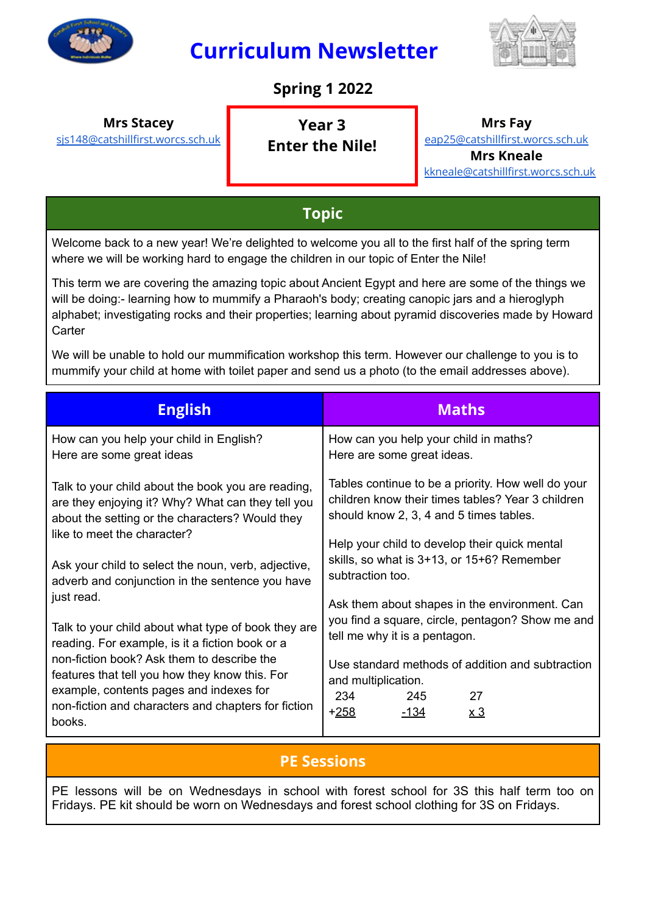# Curriculum Newsletter

## Spring 1 2022

**Mrs Stacey**
sjs148@catshillfirst.worcs.sch.uk

**Year 3**
**Enter the Nile!**

**Mrs Fay**
eap25@catshillfirst.worcs.sch.uk
**Mrs Kneale**
kkneale@catshillfirst.worcs.sch.uk

## Topic

Welcome back to a new year! We're delighted to welcome you all to the first half of the spring term where we will be working hard to engage the children in our topic of Enter the Nile!

This term we are covering the amazing topic about Ancient Egypt and here are some of the things we will be doing:- learning how to mummify a Pharaoh's body; creating canopic jars and a hieroglyph alphabet; investigating rocks and their properties; learning about pyramid discoveries made by Howard Carter

We will be unable to hold our mummification workshop this term. However our challenge to you is to mummify your child at home with toilet paper and send us a photo (to the email addresses above).

## English

How can you help your child in English?
Here are some great ideas

Talk to your child about the book you are reading, are they enjoying it? Why? What can they tell you about the setting or the characters? Would they like to meet the character?

Ask your child to select the noun, verb, adjective, adverb and conjunction in the sentence you have just read.

Talk to your child about what type of book they are reading. For example, is it a fiction book or a non-fiction book? Ask them to describe the features that tell you how they know this. For example, contents pages and indexes for non-fiction and characters and chapters for fiction books.

## Maths

How can you help your child in maths?
Here are some great ideas.

Tables continue to be a priority. How well do your children know their times tables? Year 3 children should know 2, 3, 4 and 5 times tables.

Help your child to develop their quick mental skills, so what is 3+13, or 15+6? Remember subtraction too.

Ask them about shapes in the environment. Can you find a square, circle, pentagon? Show me and tell me why it is a pentagon.

Use standard methods of addition and subtraction and multiplication.

```
 234      245      27
+258     -134     x 3
```

## PE Sessions

PE lessons will be on Wednesdays in school with forest school for 3S this half term too on Fridays. PE kit should be worn on Wednesdays and forest school clothing for 3S on Fridays.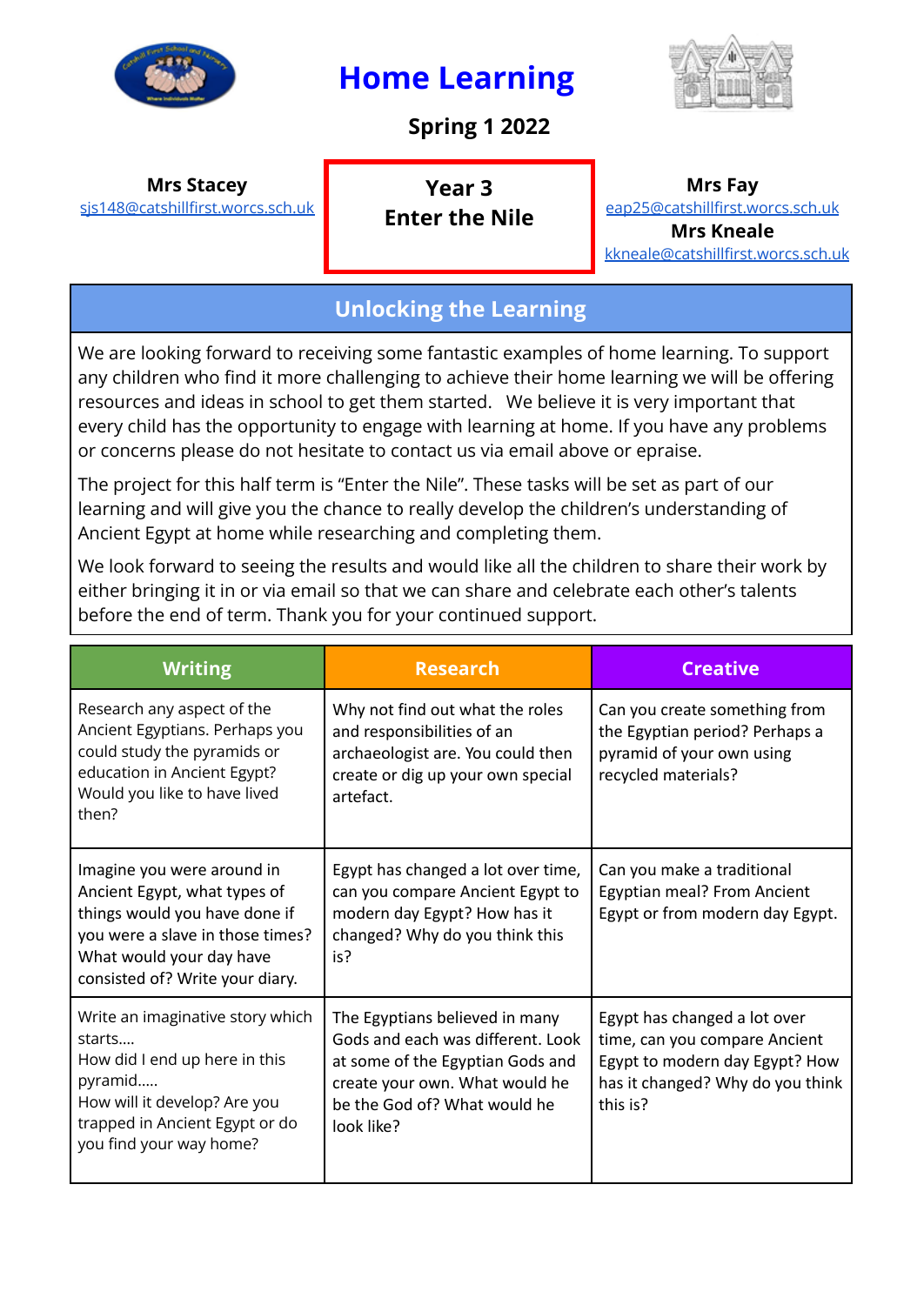# Home Learning

**Spring 1 2022**

**Mrs Stacey**
sjs148@catshillfirst.worcs.sch.uk

**Year 3**
**Enter the Nile**

**Mrs Fay**
eap25@catshillfirst.worcs.sch.uk
**Mrs Kneale**
kkneale@catshillfirst.worcs.sch.uk

## Unlocking the Learning

We are looking forward to receiving some fantastic examples of home learning. To support any children who find it more challenging to achieve their home learning we will be offering resources and ideas in school to get them started. We believe it is very important that every child has the opportunity to engage with learning at home. If you have any problems or concerns please do not hesitate to contact us via email above or epraise.

The project for this half term is "Enter the Nile". These tasks will be set as part of our learning and will give you the chance to really develop the children's understanding of Ancient Egypt at home while researching and completing them.

We look forward to seeing the results and would like all the children to share their work by either bringing it in or via email so that we can share and celebrate each other's talents before the end of term. Thank you for your continued support.

| Writing | Research | Creative |
|---|---|---|
| Research any aspect of the Ancient Egyptians. Perhaps you could study the pyramids or education in Ancient Egypt? Would you like to have lived then? | Why not find out what the roles and responsibilities of an archaeologist are. You could then create or dig up your own special artefact. | Can you create something from the Egyptian period? Perhaps a pyramid of your own using recycled materials? |
| Imagine you were around in Ancient Egypt, what types of things would you have done if you were a slave in those times? What would your day have consisted of? Write your diary. | Egypt has changed a lot over time, can you compare Ancient Egypt to modern day Egypt? How has it changed? Why do you think this is? | Can you make a traditional Egyptian meal? From Ancient Egypt or from modern day Egypt. |
| Write an imaginative story which starts…. How did I end up here in this pyramid….. How will it develop? Are you trapped in Ancient Egypt or do you find your way home? | The Egyptians believed in many Gods and each was different. Look at some of the Egyptian Gods and create your own. What would he be the God of? What would he look like? | Egypt has changed a lot over time, can you compare Ancient Egypt to modern day Egypt? How has it changed? Why do you think this is? |